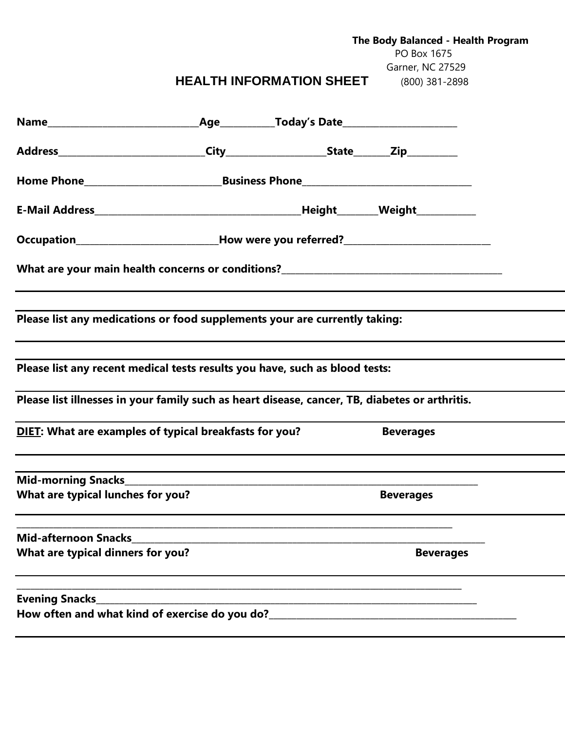**The Body Balanced - Health Program**
PO Box 1675
Garner, NC 27529
(800) 381-2898

# HEALTH INFORMATION SHEET

**Name**_______________________________**Age**___________**Today's Date**_______________________

**Address**_______________________________**City**____________________**State**_______**Zip**__________

**Home Phone**____________________________**Business Phone**___________________________________

**E-Mail Address**__________________________________________**Height**________**Weight**____________

**Occupation**____________________________**How were you referred?**______________________________

**What are your main health concerns or conditions?**______________________________________________

**Please list any medications or food supplements your are currently taking:**

**Please list any recent medical tests results you have, such as blood tests:**

**Please list illnesses in your family such as heart disease, cancer, TB, diabetes or arthritis.**

**DIET: What are examples of typical breakfasts for you?** **Beverages**

**Mid-morning Snacks**_______________________________________________________________________________

**What are typical lunches for you?** **Beverages**

_____________________________________________________________________________________________

**Mid-afternoon Snacks**_____________________________________________________________________________

**What are typical dinners for you?** **Beverages**

_____________________________________________________________________________________________

**Evening Snacks**___________________________________________________________________________________

**How often and what kind of exercise do you do?**____________________________________________________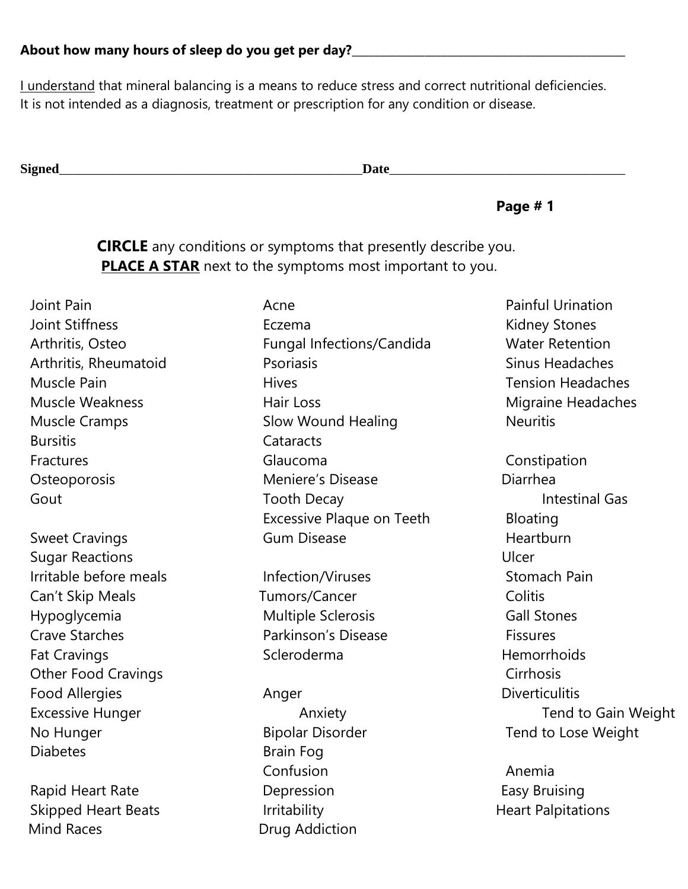**About how many hours of sleep do you get per day?**\_\_\_\_\_\_\_\_\_\_\_\_\_\_\_\_\_\_\_\_\_\_\_\_\_\_\_\_\_\_\_\_\_\_\_\_\_\_\_\_\_\_\_\_

I understand that mineral balancing is a means to reduce stress and correct nutritional deficiencies. It is not intended as a diagnosis, treatment or prescription for any condition or disease.

**Signed**\_\_\_\_\_\_\_\_\_\_\_\_\_\_\_\_\_\_\_\_\_\_\_\_\_\_\_\_\_\_\_\_\_\_\_\_\_\_\_\_\_\_\_\_\_\_**Date**\_\_\_\_\_\_\_\_\_\_\_\_\_\_\_\_\_\_\_\_\_\_\_\_\_\_\_\_\_\_\_\_\_\_\_\_\_\_

**Page # 1**

**CIRCLE** any conditions or symptoms that presently describe you.
**PLACE A STAR** next to the symptoms most important to you.

Joint Pain
Joint Stiffness
Arthritis, Osteo
Arthritis, Rheumatoid
Muscle Pain
Muscle Weakness
Muscle Cramps
Bursitis
Fractures
Osteoporosis
Gout

Sweet Cravings
Sugar Reactions
Irritable before meals
Can't Skip Meals
Hypoglycemia
Crave Starches
Fat Cravings
Other Food Cravings
Food Allergies
Excessive Hunger
No Hunger
Diabetes

Rapid Heart Rate
Skipped Heart Beats
Mind Races

Acne
Eczema
Fungal Infections/Candida
Psoriasis
Hives
Hair Loss
Slow Wound Healing
Cataracts
Glaucoma
Meniere's Disease
Tooth Decay
Excessive Plaque on Teeth
Gum Disease

Infection/Viruses
Tumors/Cancer
Multiple Sclerosis
Parkinson's Disease
Scleroderma

Anger
Anxiety
Bipolar Disorder
Brain Fog
Confusion
Depression
Irritability
Drug Addiction

Painful Urination
Kidney Stones
Water Retention
Sinus Headaches
Tension Headaches
Migraine Headaches
Neuritis

Constipation
Diarrhea
Intestinal Gas
Bloating
Heartburn
Ulcer
Stomach Pain
Colitis
Gall Stones
Fissures
Hemorrhoids
Cirrhosis
Diverticulitis
Tend to Gain Weight
Tend to Lose Weight

Anemia
Easy Bruising
Heart Palpitations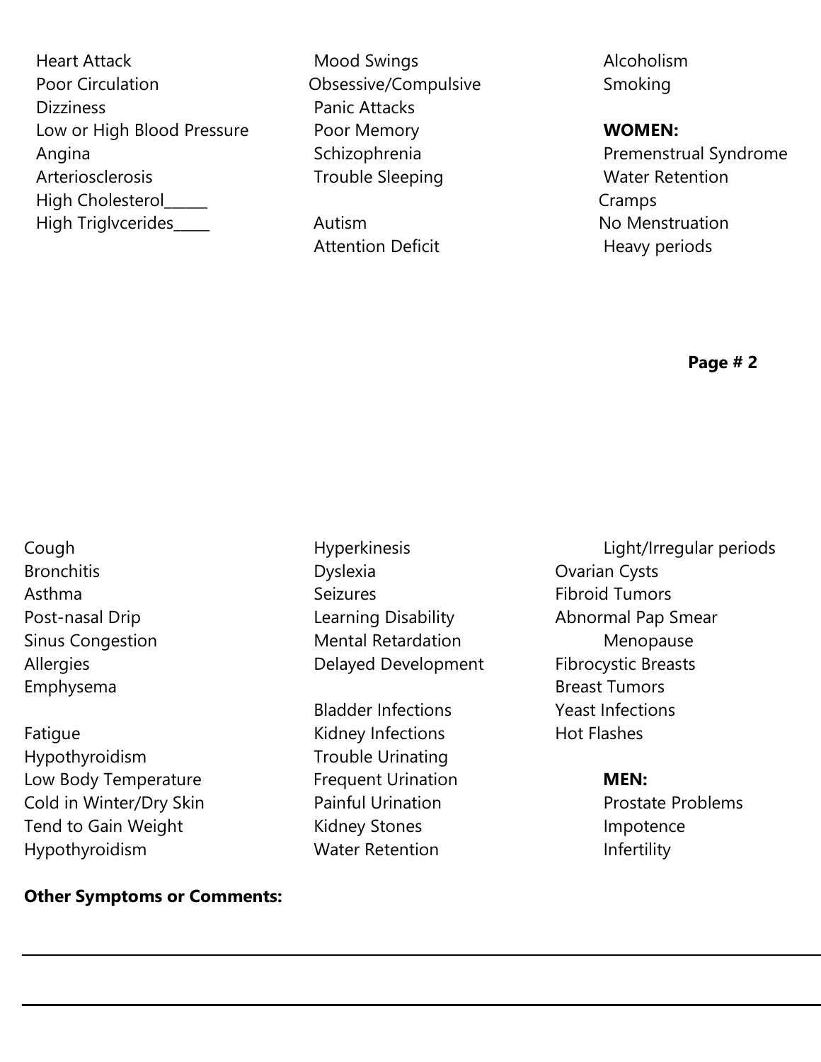Heart Attack
Poor Circulation
Dizziness
Low or High Blood Pressure
Angina
Arteriosclerosis
High Cholesterol_____
High Triglvcerides____

Mood Swings
Obsessive/Compulsive
Panic Attacks
Poor Memory
Schizophrenia
Trouble Sleeping

Autism
Attention Deficit

Alcoholism
Smoking

**WOMEN:**

Premenstrual Syndrome
Water Retention
Cramps
No Menstruation
Heavy periods

**Page # 2**

Cough
Bronchitis
Asthma
Post-nasal Drip
Sinus Congestion
Allergies
Emphysema

Fatigue
Hypothyroidism
Low Body Temperature
Cold in Winter/Dry Skin
Tend to Gain Weight
Hypothyroidism

Hyperkinesis
Dyslexia
Seizures
Learning Disability
Mental Retardation
Delayed Development

Bladder Infections
Kidney Infections
Trouble Urinating
Frequent Urination
Painful Urination
Kidney Stones
Water Retention

Light/Irregular periods
Ovarian Cysts
Fibroid Tumors
Abnormal Pap Smear
Menopause
Fibrocystic Breasts
Breast Tumors
Yeast Infections
Hot Flashes

**MEN:**

Prostate Problems
Impotence
Infertility

**Other Symptoms or Comments:**

---

---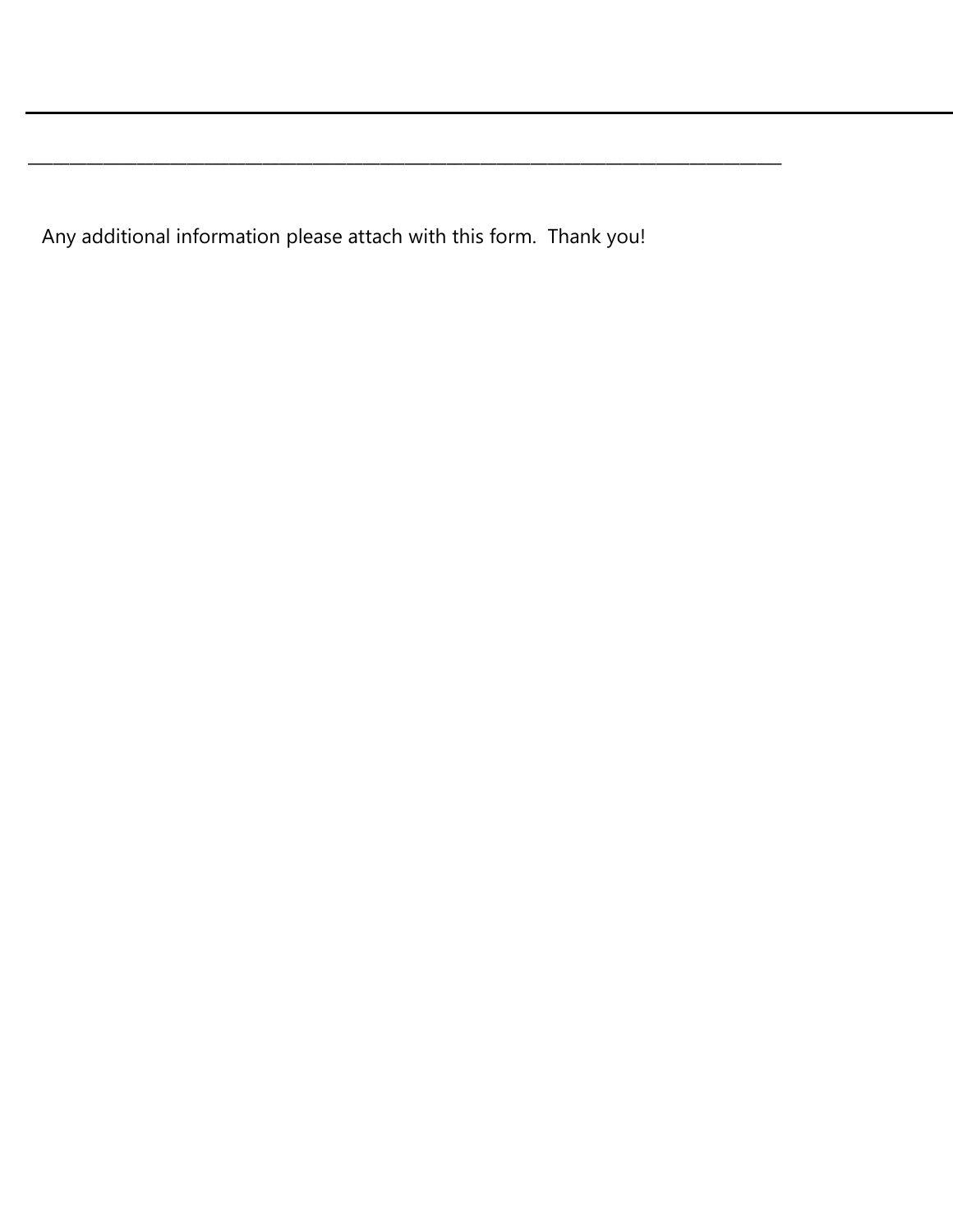---

______________________________________________________________________________________________

Any additional information please attach with this form. Thank you!